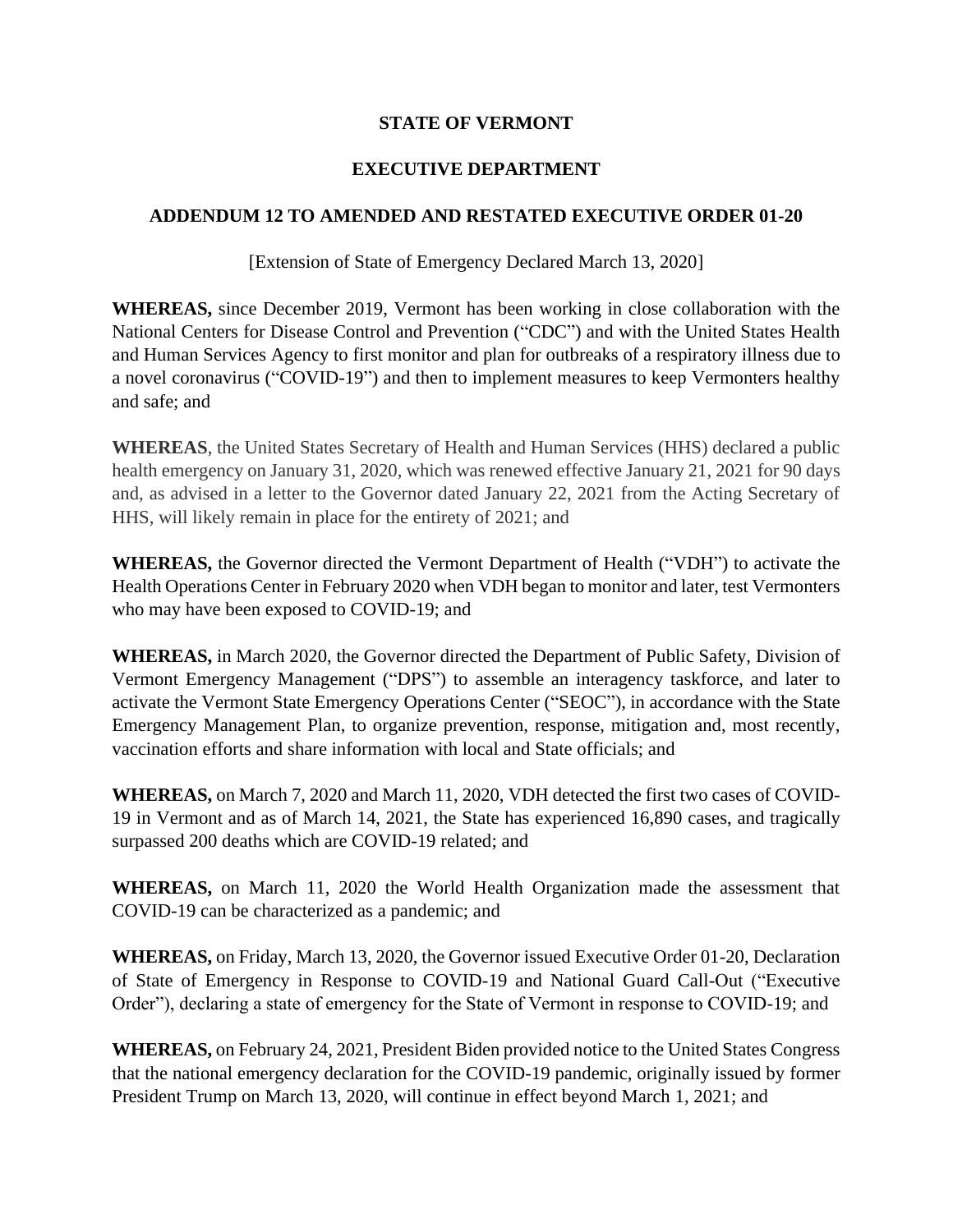**STATE OF VERMONT**

**EXECUTIVE DEPARTMENT**

**ADDENDUM 12 TO AMENDED AND RESTATED EXECUTIVE ORDER 01-20**

[Extension of State of Emergency Declared March 13, 2020]

**WHEREAS,** since December 2019, Vermont has been working in close collaboration with the National Centers for Disease Control and Prevention ("CDC") and with the United States Health and Human Services Agency to first monitor and plan for outbreaks of a respiratory illness due to a novel coronavirus ("COVID-19") and then to implement measures to keep Vermonters healthy and safe; and

**WHEREAS**, the United States Secretary of Health and Human Services (HHS) declared a public health emergency on January 31, 2020, which was renewed effective January 21, 2021 for 90 days and, as advised in a letter to the Governor dated January 22, 2021 from the Acting Secretary of HHS, will likely remain in place for the entirety of 2021; and

**WHEREAS,** the Governor directed the Vermont Department of Health ("VDH") to activate the Health Operations Center in February 2020 when VDH began to monitor and later, test Vermonters who may have been exposed to COVID-19; and

**WHEREAS,** in March 2020, the Governor directed the Department of Public Safety, Division of Vermont Emergency Management ("DPS") to assemble an interagency taskforce, and later to activate the Vermont State Emergency Operations Center ("SEOC"), in accordance with the State Emergency Management Plan, to organize prevention, response, mitigation and, most recently, vaccination efforts and share information with local and State officials; and

**WHEREAS,** on March 7, 2020 and March 11, 2020, VDH detected the first two cases of COVID-19 in Vermont and as of March 14, 2021, the State has experienced 16,890 cases, and tragically surpassed 200 deaths which are COVID-19 related; and

**WHEREAS,** on March 11, 2020 the World Health Organization made the assessment that COVID-19 can be characterized as a pandemic; and

**WHEREAS,** on Friday, March 13, 2020, the Governor issued Executive Order 01-20, Declaration of State of Emergency in Response to COVID-19 and National Guard Call-Out ("Executive Order"), declaring a state of emergency for the State of Vermont in response to COVID-19; and

**WHEREAS,** on February 24, 2021, President Biden provided notice to the United States Congress that the national emergency declaration for the COVID-19 pandemic, originally issued by former President Trump on March 13, 2020, will continue in effect beyond March 1, 2021; and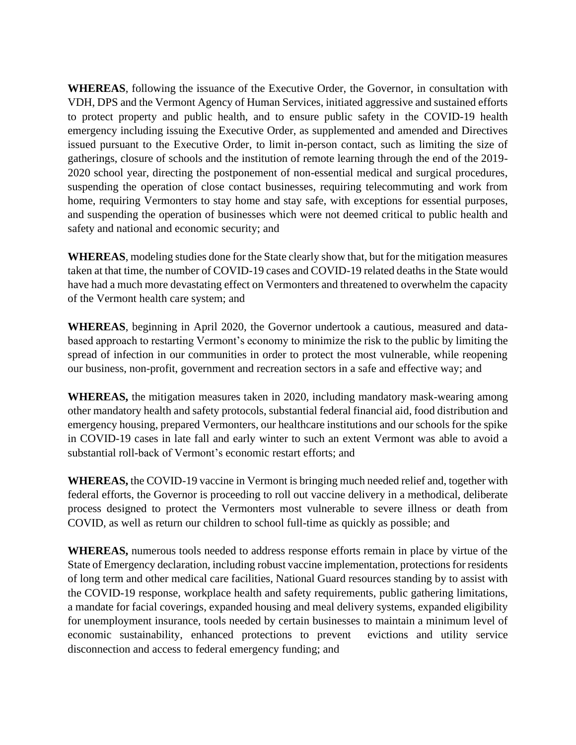**WHEREAS**, following the issuance of the Executive Order, the Governor, in consultation with VDH, DPS and the Vermont Agency of Human Services, initiated aggressive and sustained efforts to protect property and public health, and to ensure public safety in the COVID-19 health emergency including issuing the Executive Order, as supplemented and amended and Directives issued pursuant to the Executive Order, to limit in-person contact, such as limiting the size of gatherings, closure of schools and the institution of remote learning through the end of the 2019-2020 school year, directing the postponement of non-essential medical and surgical procedures, suspending the operation of close contact businesses, requiring telecommuting and work from home, requiring Vermonters to stay home and stay safe, with exceptions for essential purposes, and suspending the operation of businesses which were not deemed critical to public health and safety and national and economic security; and

**WHEREAS**, modeling studies done for the State clearly show that, but for the mitigation measures taken at that time, the number of COVID-19 cases and COVID-19 related deaths in the State would have had a much more devastating effect on Vermonters and threatened to overwhelm the capacity of the Vermont health care system; and

**WHEREAS**, beginning in April 2020, the Governor undertook a cautious, measured and data-based approach to restarting Vermont's economy to minimize the risk to the public by limiting the spread of infection in our communities in order to protect the most vulnerable, while reopening our business, non-profit, government and recreation sectors in a safe and effective way; and

**WHEREAS,** the mitigation measures taken in 2020, including mandatory mask-wearing among other mandatory health and safety protocols, substantial federal financial aid, food distribution and emergency housing, prepared Vermonters, our healthcare institutions and our schools for the spike in COVID-19 cases in late fall and early winter to such an extent Vermont was able to avoid a substantial roll-back of Vermont's economic restart efforts; and

**WHEREAS,** the COVID-19 vaccine in Vermont is bringing much needed relief and, together with federal efforts, the Governor is proceeding to roll out vaccine delivery in a methodical, deliberate process designed to protect the Vermonters most vulnerable to severe illness or death from COVID, as well as return our children to school full-time as quickly as possible; and

**WHEREAS,** numerous tools needed to address response efforts remain in place by virtue of the State of Emergency declaration, including robust vaccine implementation, protections for residents of long term and other medical care facilities, National Guard resources standing by to assist with the COVID-19 response, workplace health and safety requirements, public gathering limitations, a mandate for facial coverings, expanded housing and meal delivery systems, expanded eligibility for unemployment insurance, tools needed by certain businesses to maintain a minimum level of economic sustainability, enhanced protections to prevent evictions and utility service disconnection and access to federal emergency funding; and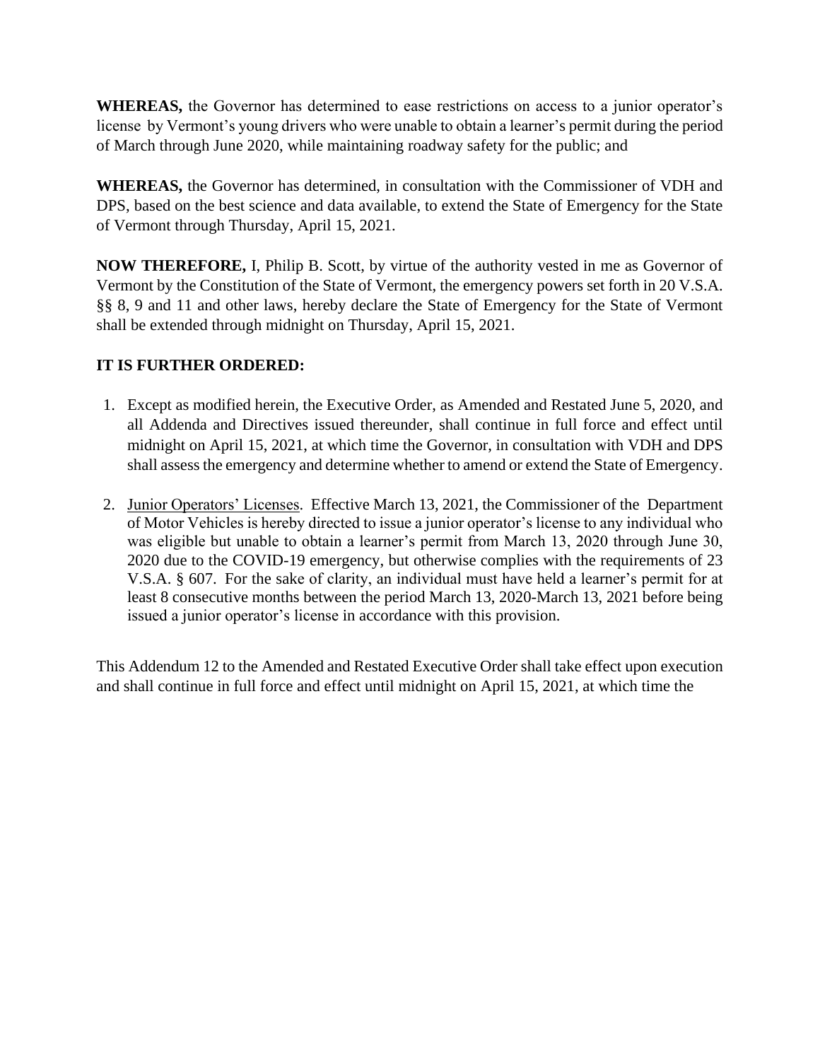**WHEREAS,** the Governor has determined to ease restrictions on access to a junior operator's license by Vermont's young drivers who were unable to obtain a learner's permit during the period of March through June 2020, while maintaining roadway safety for the public; and

**WHEREAS,** the Governor has determined, in consultation with the Commissioner of VDH and DPS, based on the best science and data available, to extend the State of Emergency for the State of Vermont through Thursday, April 15, 2021.

**NOW THEREFORE,** I, Philip B. Scott, by virtue of the authority vested in me as Governor of Vermont by the Constitution of the State of Vermont, the emergency powers set forth in 20 V.S.A. §§ 8, 9 and 11 and other laws, hereby declare the State of Emergency for the State of Vermont shall be extended through midnight on Thursday, April 15, 2021.

**IT IS FURTHER ORDERED:**

1. Except as modified herein, the Executive Order, as Amended and Restated June 5, 2020, and all Addenda and Directives issued thereunder, shall continue in full force and effect until midnight on April 15, 2021, at which time the Governor, in consultation with VDH and DPS shall assess the emergency and determine whether to amend or extend the State of Emergency.

2. <u>Junior Operators' Licenses</u>. Effective March 13, 2021, the Commissioner of the Department of Motor Vehicles is hereby directed to issue a junior operator's license to any individual who was eligible but unable to obtain a learner's permit from March 13, 2020 through June 30, 2020 due to the COVID-19 emergency, but otherwise complies with the requirements of 23 V.S.A. § 607. For the sake of clarity, an individual must have held a learner's permit for at least 8 consecutive months between the period March 13, 2020-March 13, 2021 before being issued a junior operator's license in accordance with this provision.

This Addendum 12 to the Amended and Restated Executive Order shall take effect upon execution and shall continue in full force and effect until midnight on April 15, 2021, at which time the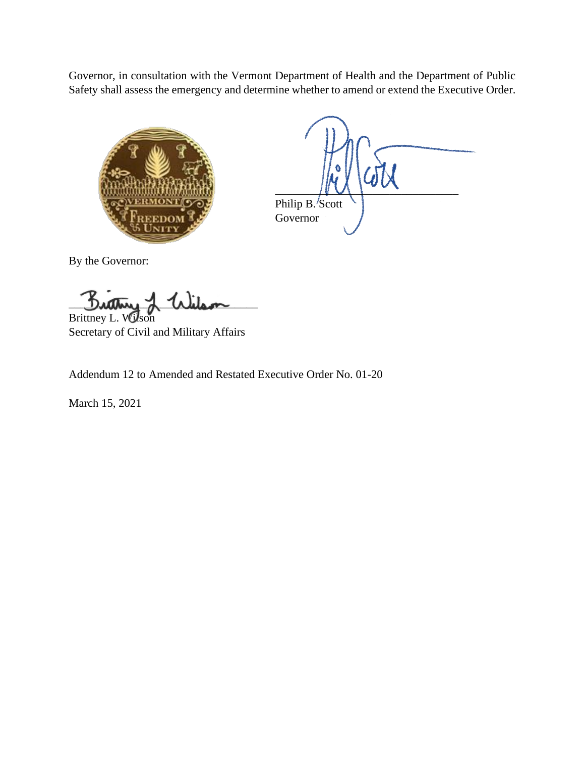Governor, in consultation with the Vermont Department of Health and the Department of Public Safety shall assess the emergency and determine whether to amend or extend the Executive Order.

Philip B. Scott
Governor

By the Governor:

Brittney L. Wilson
Secretary of Civil and Military Affairs

Addendum 12 to Amended and Restated Executive Order No. 01-20

March 15, 2021